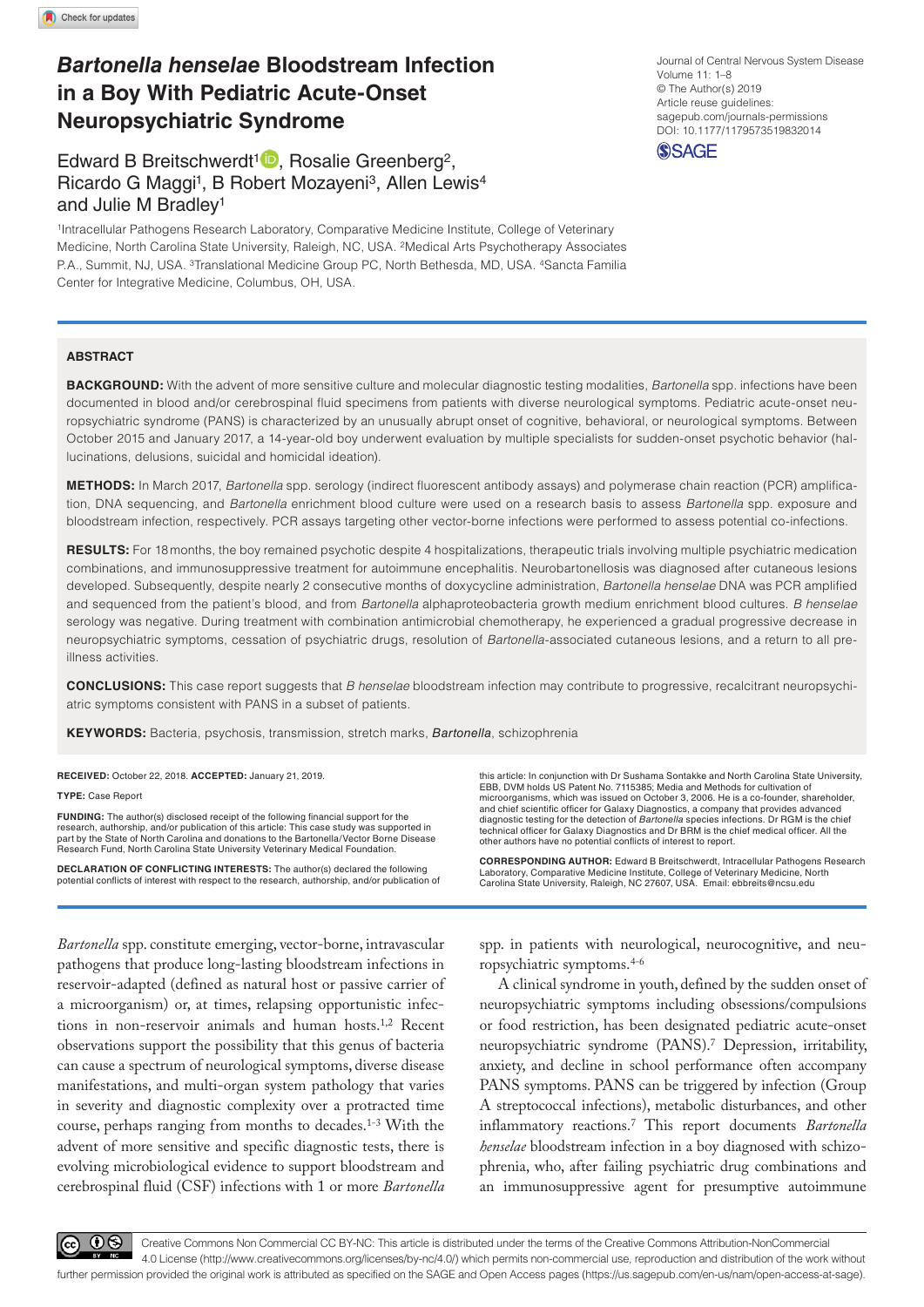# *Bartonella henselae* Bloodstream Infection in a Boy With Pediatric Acute-Onset Neuropsychiatric Syndrome

Edward B Breitschwerdt[1], Rosalie Greenberg[2], Ricardo G Maggi[1], B Robert Mozayeni[3], Allen Lewis[4] and Julie M Bradley[1]

[1]Intracellular Pathogens Research Laboratory, Comparative Medicine Institute, College of Veterinary Medicine, North Carolina State University, Raleigh, NC, USA. [2]Medical Arts Psychotherapy Associates P.A., Summit, NJ, USA. [3]Translational Medicine Group PC, North Bethesda, MD, USA. [4]Sancta Familia Center for Integrative Medicine, Columbus, OH, USA.

Journal of Central Nervous System Disease
Volume 11: 1–8
© The Author(s) 2019
Article reuse guidelines: sagepub.com/journals-permissions
DOI: 10.1177/1179573519832014

## ABSTRACT

**BACKGROUND:** With the advent of more sensitive culture and molecular diagnostic testing modalities, *Bartonella* spp. infections have been documented in blood and/or cerebrospinal fluid specimens from patients with diverse neurological symptoms. Pediatric acute-onset neuropsychiatric syndrome (PANS) is characterized by an unusually abrupt onset of cognitive, behavioral, or neurological symptoms. Between October 2015 and January 2017, a 14-year-old boy underwent evaluation by multiple specialists for sudden-onset psychotic behavior (hallucinations, delusions, suicidal and homicidal ideation).

**METHODS:** In March 2017, *Bartonella* spp. serology (indirect fluorescent antibody assays) and polymerase chain reaction (PCR) amplification, DNA sequencing, and *Bartonella* enrichment blood culture were used on a research basis to assess *Bartonella* spp. exposure and bloodstream infection, respectively. PCR assays targeting other vector-borne infections were performed to assess potential co-infections.

**RESULTS:** For 18 months, the boy remained psychotic despite 4 hospitalizations, therapeutic trials involving multiple psychiatric medication combinations, and immunosuppressive treatment for autoimmune encephalitis. Neurobartonellosis was diagnosed after cutaneous lesions developed. Subsequently, despite nearly 2 consecutive months of doxycycline administration, *Bartonella henselae* DNA was PCR amplified and sequenced from the patient's blood, and from *Bartonella* alphaproteobacteria growth medium enrichment blood cultures. *B henselae* serology was negative. During treatment with combination antimicrobial chemotherapy, he experienced a gradual progressive decrease in neuropsychiatric symptoms, cessation of psychiatric drugs, resolution of *Bartonella*-associated cutaneous lesions, and a return to all pre-illness activities.

**CONCLUSIONS:** This case report suggests that *B henselae* bloodstream infection may contribute to progressive, recalcitrant neuropsychiatric symptoms consistent with PANS in a subset of patients.

**KEYWORDS:** Bacteria, psychosis, transmission, stretch marks, *Bartonella*, schizophrenia

**RECEIVED:** October 22, 2018. **ACCEPTED:** January 21, 2019.

**TYPE:** Case Report

**FUNDING:** The author(s) disclosed receipt of the following financial support for the research, authorship, and/or publication of this article: This case study was supported in part by the State of North Carolina and donations to the Bartonella/Vector Borne Disease Research Fund, North Carolina State University Veterinary Medical Foundation.

**DECLARATION OF CONFLICTING INTERESTS:** The author(s) declared the following potential conflicts of interest with respect to the research, authorship, and/or publication of this article: In conjunction with Dr Sushama Sontakke and North Carolina State University, EBB, DVM holds US Patent No. 7115385; Media and Methods for cultivation of microorganisms, which was issued on October 3, 2006. He is a co-founder, shareholder, and chief scientific officer for Galaxy Diagnostics, a company that provides advanced diagnostic testing for the detection of *Bartonella* species infections. Dr RGM is the chief technical officer for Galaxy Diagnostics and Dr BRM is the chief medical officer. All the other authors have no potential conflicts of interest to report.

**CORRESPONDING AUTHOR:** Edward B Breitschwerdt, Intracellular Pathogens Research Laboratory, Comparative Medicine Institute, College of Veterinary Medicine, North Carolina State University, Raleigh, NC 27607, USA. Email: ebbreits@ncsu.edu

*Bartonella* spp. constitute emerging, vector-borne, intravascular pathogens that produce long-lasting bloodstream infections in reservoir-adapted (defined as natural host or passive carrier of a microorganism) or, at times, relapsing opportunistic infections in non-reservoir animals and human hosts.[1,2] Recent observations support the possibility that this genus of bacteria can cause a spectrum of neurological symptoms, diverse disease manifestations, and multi-organ system pathology that varies in severity and diagnostic complexity over a protracted time course, perhaps ranging from months to decades.[1-3] With the advent of more sensitive and specific diagnostic tests, there is evolving microbiological evidence to support bloodstream and cerebrospinal fluid (CSF) infections with 1 or more *Bartonella* spp. in patients with neurological, neurocognitive, and neuropsychiatric symptoms.[4-6]

A clinical syndrome in youth, defined by the sudden onset of neuropsychiatric symptoms including obsessions/compulsions or food restriction, has been designated pediatric acute-onset neuropsychiatric syndrome (PANS).[7] Depression, irritability, anxiety, and decline in school performance often accompany PANS symptoms. PANS can be triggered by infection (Group A streptococcal infections), metabolic disturbances, and other inflammatory reactions.[7] This report documents *Bartonella henselae* bloodstream infection in a boy diagnosed with schizophrenia, who, after failing psychiatric drug combinations and an immunosuppressive agent for presumptive autoimmune

Creative Commons Non Commercial CC BY-NC: This article is distributed under the terms of the Creative Commons Attribution-NonCommercial 4.0 License (http://www.creativecommons.org/licenses/by-nc/4.0/) which permits non-commercial use, reproduction and distribution of the work without further permission provided the original work is attributed as specified on the SAGE and Open Access pages (https://us.sagepub.com/en-us/nam/open-access-at-sage).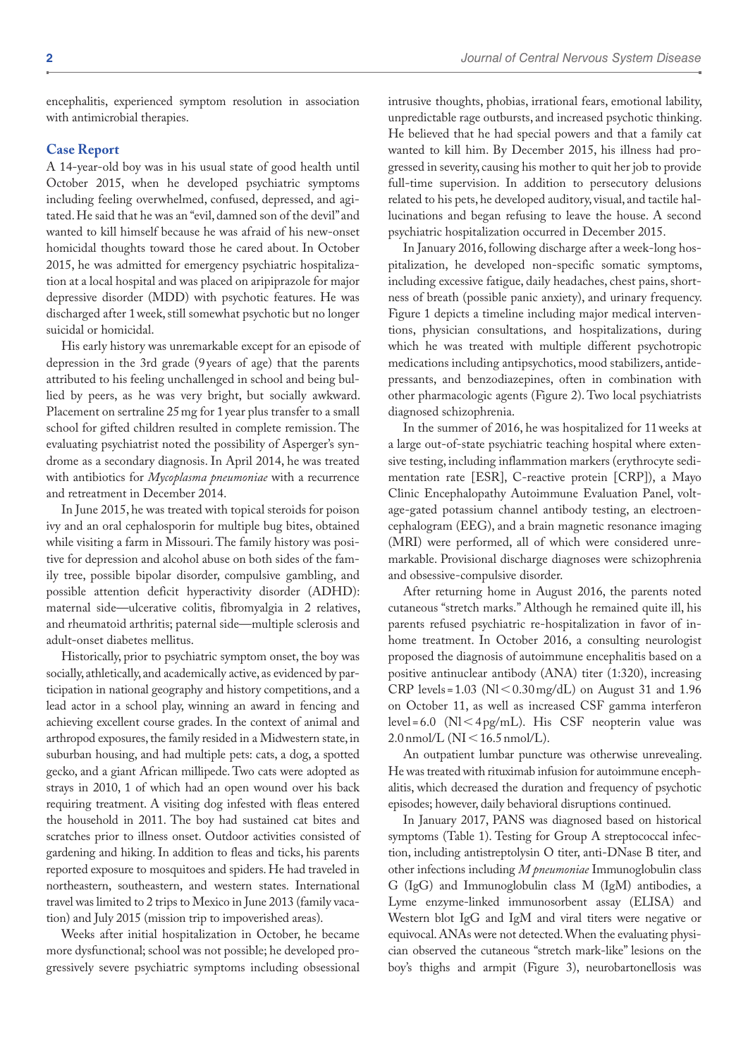encephalitis, experienced symptom resolution in association with antimicrobial therapies.

## Case Report

A 14-year-old boy was in his usual state of good health until October 2015, when he developed psychiatric symptoms including feeling overwhelmed, confused, depressed, and agitated. He said that he was an "evil, damned son of the devil" and wanted to kill himself because he was afraid of his new-onset homicidal thoughts toward those he cared about. In October 2015, he was admitted for emergency psychiatric hospitalization at a local hospital and was placed on aripiprazole for major depressive disorder (MDD) with psychotic features. He was discharged after 1 week, still somewhat psychotic but no longer suicidal or homicidal.

His early history was unremarkable except for an episode of depression in the 3rd grade (9 years of age) that the parents attributed to his feeling unchallenged in school and being bullied by peers, as he was very bright, but socially awkward. Placement on sertraline 25 mg for 1 year plus transfer to a small school for gifted children resulted in complete remission. The evaluating psychiatrist noted the possibility of Asperger's syndrome as a secondary diagnosis. In April 2014, he was treated with antibiotics for *Mycoplasma pneumoniae* with a recurrence and retreatment in December 2014.

In June 2015, he was treated with topical steroids for poison ivy and an oral cephalosporin for multiple bug bites, obtained while visiting a farm in Missouri. The family history was positive for depression and alcohol abuse on both sides of the family tree, possible bipolar disorder, compulsive gambling, and possible attention deficit hyperactivity disorder (ADHD): maternal side—ulcerative colitis, fibromyalgia in 2 relatives, and rheumatoid arthritis; paternal side—multiple sclerosis and adult-onset diabetes mellitus.

Historically, prior to psychiatric symptom onset, the boy was socially, athletically, and academically active, as evidenced by participation in national geography and history competitions, and a lead actor in a school play, winning an award in fencing and achieving excellent course grades. In the context of animal and arthropod exposures, the family resided in a Midwestern state, in suburban housing, and had multiple pets: cats, a dog, a spotted gecko, and a giant African millipede. Two cats were adopted as strays in 2010, 1 of which had an open wound over his back requiring treatment. A visiting dog infested with fleas entered the household in 2011. The boy had sustained cat bites and scratches prior to illness onset. Outdoor activities consisted of gardening and hiking. In addition to fleas and ticks, his parents reported exposure to mosquitoes and spiders. He had traveled in northeastern, southeastern, and western states. International travel was limited to 2 trips to Mexico in June 2013 (family vacation) and July 2015 (mission trip to impoverished areas).

Weeks after initial hospitalization in October, he became more dysfunctional; school was not possible; he developed progressively severe psychiatric symptoms including obsessional intrusive thoughts, phobias, irrational fears, emotional lability, unpredictable rage outbursts, and increased psychotic thinking. He believed that he had special powers and that a family cat wanted to kill him. By December 2015, his illness had progressed in severity, causing his mother to quit her job to provide full-time supervision. In addition to persecutory delusions related to his pets, he developed auditory, visual, and tactile hallucinations and began refusing to leave the house. A second psychiatric hospitalization occurred in December 2015.

In January 2016, following discharge after a week-long hospitalization, he developed non-specific somatic symptoms, including excessive fatigue, daily headaches, chest pains, shortness of breath (possible panic anxiety), and urinary frequency. Figure 1 depicts a timeline including major medical interventions, physician consultations, and hospitalizations, during which he was treated with multiple different psychotropic medications including antipsychotics, mood stabilizers, antidepressants, and benzodiazepines, often in combination with other pharmacologic agents (Figure 2). Two local psychiatrists diagnosed schizophrenia.

In the summer of 2016, he was hospitalized for 11 weeks at a large out-of-state psychiatric teaching hospital where extensive testing, including inflammation markers (erythrocyte sedimentation rate [ESR], C-reactive protein [CRP]), a Mayo Clinic Encephalopathy Autoimmune Evaluation Panel, voltage-gated potassium channel antibody testing, an electroencephalogram (EEG), and a brain magnetic resonance imaging (MRI) were performed, all of which were considered unremarkable. Provisional discharge diagnoses were schizophrenia and obsessive-compulsive disorder.

After returning home in August 2016, the parents noted cutaneous "stretch marks." Although he remained quite ill, his parents refused psychiatric re-hospitalization in favor of in-home treatment. In October 2016, a consulting neurologist proposed the diagnosis of autoimmune encephalitis based on a positive antinuclear antibody (ANA) titer (1:320), increasing CRP levels = 1.03 (Nl < 0.30 mg/dL) on August 31 and 1.96 on October 11, as well as increased CSF gamma interferon level = 6.0 (Nl < 4 pg/mL). His CSF neopterin value was 2.0 nmol/L (Nl < 16.5 nmol/L).

An outpatient lumbar puncture was otherwise unrevealing. He was treated with rituximab infusion for autoimmune encephalitis, which decreased the duration and frequency of psychotic episodes; however, daily behavioral disruptions continued.

In January 2017, PANS was diagnosed based on historical symptoms (Table 1). Testing for Group A streptococcal infection, including antistreptolysin O titer, anti-DNase B titer, and other infections including *M pneumoniae* Immunoglobulin class G (IgG) and Immunoglobulin class M (IgM) antibodies, a Lyme enzyme-linked immunosorbent assay (ELISA) and Western blot IgG and IgM and viral titers were negative or equivocal. ANAs were not detected. When the evaluating physician observed the cutaneous "stretch mark-like" lesions on the boy's thighs and armpit (Figure 3), neurobartonellosis was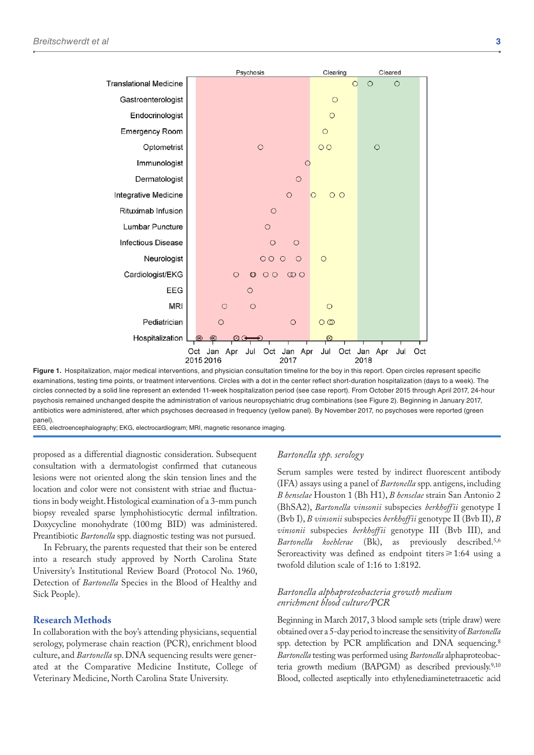**Figure 1.** Hospitalization, major medical interventions, and physician consultation timeline for the boy in this report. Open circles represent specific examinations, testing time points, or treatment interventions. Circles with a dot in the center reflect short-duration hospitalization (days to a week). The circles connected by a solid line represent an extended 11-week hospitalization period (see case report). From October 2015 through April 2017, 24-hour psychosis remained unchanged despite the administration of various neuropsychiatric drug combinations (see Figure 2). Beginning in January 2017, antibiotics were administered, after which psychoses decreased in frequency (yellow panel). By November 2017, no psychoses were reported (green panel).

EEG, electroencephalography; EKG, electrocardiogram; MRI, magnetic resonance imaging.

proposed as a differential diagnostic consideration. Subsequent consultation with a dermatologist confirmed that cutaneous lesions were not oriented along the skin tension lines and the location and color were not consistent with striae and fluctuations in body weight. Histological examination of a 3-mm punch biopsy revealed sparse lymphohistiocytic dermal infiltration. Doxycycline monohydrate (100 mg BID) was administered. Preantibiotic *Bartonella* spp. diagnostic testing was not pursued.

In February, the parents requested that their son be entered into a research study approved by North Carolina State University's Institutional Review Board (Protocol No. 1960, Detection of *Bartonella* Species in the Blood of Healthy and Sick People).

## Research Methods

In collaboration with the boy's attending physicians, sequential serology, polymerase chain reaction (PCR), enrichment blood culture, and *Bartonella* sp. DNA sequencing results were generated at the Comparative Medicine Institute, College of Veterinary Medicine, North Carolina State University.

### *Bartonella spp. serology*

Serum samples were tested by indirect fluorescent antibody (IFA) assays using a panel of *Bartonella* spp. antigens, including *B henselae* Houston 1 (Bh H1), *B henselae* strain San Antonio 2 (BhSA2), *Bartonella vinsonii* subspecies *berkhoffii* genotype I (Bvb I), *B vinsonii* subspecies *berkhoffii* genotype II (Bvb II), *B vinsonii* subspecies *berkhoffii* genotype III (Bvb III), and *Bartonella koehlerae* (Bk), as previously described.[5,6] Seroreactivity was defined as endpoint titers ⩾ 1:64 using a twofold dilution scale of 1:16 to 1:8192.

### *Bartonella alphaproteobacteria growth medium enrichment blood culture/PCR*

Beginning in March 2017, 3 blood sample sets (triple draw) were obtained over a 5-day period to increase the sensitivity of *Bartonella* spp. detection by PCR amplification and DNA sequencing.[8] *Bartonella* testing was performed using *Bartonella* alphaproteobacteria growth medium (BAPGM) as described previously.[9,10] Blood, collected aseptically into ethylenediaminetetraacetic acid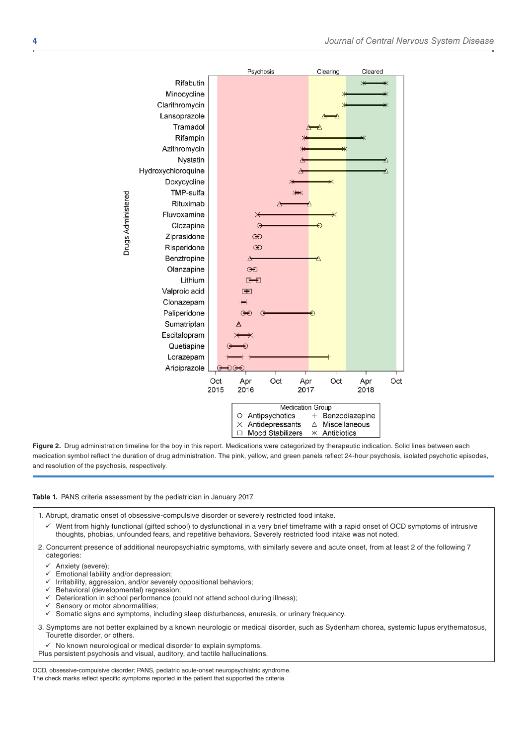**Figure 2.** Drug administration timeline for the boy in this report. Medications were categorized by therapeutic indication. Solid lines between each medication symbol reflect the duration of drug administration. The pink, yellow, and green panels reflect 24-hour psychosis, isolated psychotic episodes, and resolution of the psychosis, respectively.

**Table 1.** PANS criteria assessment by the pediatrician in January 2017.

1. Abrupt, dramatic onset of obsessive-compulsive disorder or severely restricted food intake.
   - ✓ Went from highly functional (gifted school) to dysfunctional in a very brief timeframe with a rapid onset of OCD symptoms of intrusive thoughts, phobias, unfounded fears, and repetitive behaviors. Severely restricted food intake was not noted.
2. Concurrent presence of additional neuropsychiatric symptoms, with similarly severe and acute onset, from at least 2 of the following 7 categories:
   - ✓ Anxiety (severe);
   - ✓ Emotional lability and/or depression;
   - ✓ Irritability, aggression, and/or severely oppositional behaviors;
   - ✓ Behavioral (developmental) regression;
   - ✓ Deterioration in school performance (could not attend school during illness);
   - ✓ Sensory or motor abnormalities;
   - ✓ Somatic signs and symptoms, including sleep disturbances, enuresis, or urinary frequency.
3. Symptoms are not better explained by a known neurologic or medical disorder, such as Sydenham chorea, systemic lupus erythematosus, Tourette disorder, or others.
   - ✓ No known neurological or medical disorder to explain symptoms.

Plus persistent psychosis and visual, auditory, and tactile hallucinations.

OCD, obsessive-compulsive disorder; PANS, pediatric acute-onset neuropsychiatric syndrome.
The check marks reflect specific symptoms reported in the patient that supported the criteria.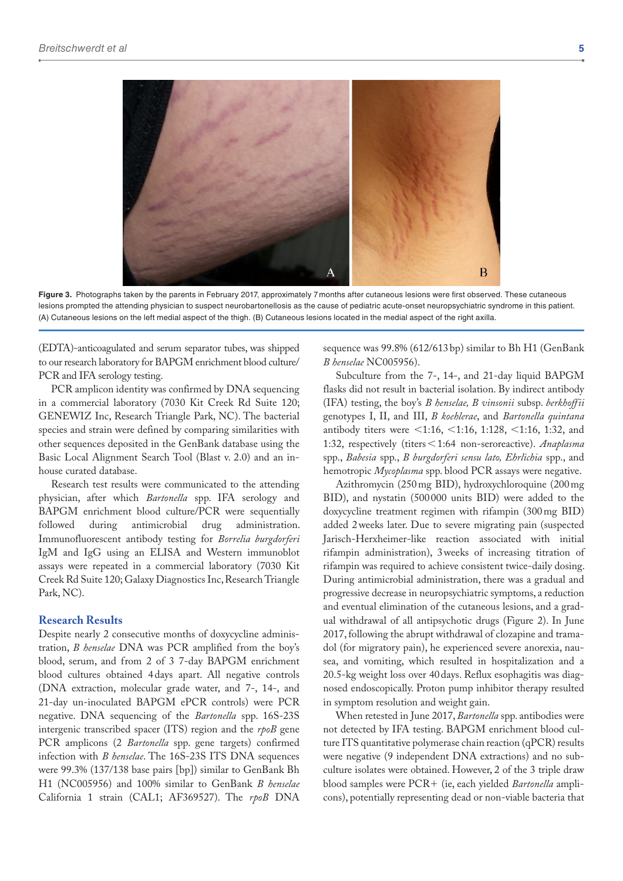**Figure 3.** Photographs taken by the parents in February 2017, approximately 7 months after cutaneous lesions were first observed. These cutaneous lesions prompted the attending physician to suspect neurobartonellosis as the cause of pediatric acute-onset neuropsychiatric syndrome in this patient. (A) Cutaneous lesions on the left medial aspect of the thigh. (B) Cutaneous lesions located in the medial aspect of the right axilla.

(EDTA)-anticoagulated and serum separator tubes, was shipped to our research laboratory for BAPGM enrichment blood culture/PCR and IFA serology testing.

PCR amplicon identity was confirmed by DNA sequencing in a commercial laboratory (7030 Kit Creek Rd Suite 120; GENEWIZ Inc, Research Triangle Park, NC). The bacterial species and strain were defined by comparing similarities with other sequences deposited in the GenBank database using the Basic Local Alignment Search Tool (Blast v. 2.0) and an in-house curated database.

Research test results were communicated to the attending physician, after which *Bartonella* spp. IFA serology and BAPGM enrichment blood culture/PCR were sequentially followed during antimicrobial drug administration. Immunofluorescent antibody testing for *Borrelia burgdorferi* IgM and IgG using an ELISA and Western immunoblot assays were repeated in a commercial laboratory (7030 Kit Creek Rd Suite 120; Galaxy Diagnostics Inc, Research Triangle Park, NC).

## Research Results

Despite nearly 2 consecutive months of doxycycline administration, *B henselae* DNA was PCR amplified from the boy's blood, serum, and from 2 of 3 7-day BAPGM sequentially blood cultures obtained 4 days apart. All negative controls (DNA extraction, molecular grade water, and 7-, 14-, and 21-day un-inoculated BAPGM ePCR controls) were PCR negative. DNA sequencing of the *Bartonella* spp. 16S-23S intergenic transcribed spacer (ITS) region and the *rpoB* gene PCR amplicons (2 *Bartonella* spp. gene targets) confirmed infection with *B henselae*. The 16S-23S ITS DNA sequences were 99.3% (137/138 base pairs [bp]) similar to GenBank Bh H1 (NC005956) and 100% similar to GenBank *B henselae* California 1 strain (CAL1; AF369527). The *rpoB* DNA sequence was 99.8% (612/613 bp) similar to Bh H1 (GenBank *B henselae* NC005956).

Subculture from the 7-, 14-, and 21-day liquid BAPGM flasks did not result in bacterial isolation. By indirect antibody (IFA) testing, the boy's *B henselae, B vinsonii* subsp. *berkhoffii* genotypes I, II, and III, *B koehlerae*, and *Bartonella quintana* antibody titers were <1:16, <1:16, 1:128, <1:16, 1:32, and 1:32, respectively (titers < 1:64 non-seroreactive). *Anaplasma* spp., *Babesia* spp., *B burgdorferi sensu lato, Ehrlichia* spp., and hemotropic *Mycoplasma* spp. blood PCR assays were negative.

Azithromycin (250 mg BID), hydroxychloroquine (200 mg BID), and nystatin (500 000 units BID) were added to the doxycycline treatment regimen with rifampin (300 mg BID) added 2 weeks later. Due to severe migrating pain (suspected Jarisch-Herxheimer-like reaction associated with initial rifampin administration), 3 weeks of increasing titration of rifampin was required to achieve consistent twice-daily dosing. During antimicrobial administration, there was a gradual and progressive decrease in neuropsychiatric symptoms, a reduction and eventual elimination of the cutaneous lesions, and a gradual withdrawal of all antipsychotic drugs (Figure 2). In June 2017, following the abrupt withdrawal of clozapine and tramadol (for migratory pain), he experienced severe anorexia, nausea, and vomiting, which resulted in hospitalization and a 20.5-kg weight loss over 40 days. Reflux esophagitis was diagnosed endoscopically. Proton pump inhibitor therapy resulted in symptom resolution and weight gain.

When retested in June 2017, *Bartonella* spp. antibodies were not detected by IFA testing. BAPGM enrichment blood culture ITS quantitative polymerase chain reaction (qPCR) results were negative (9 independent DNA extractions) and no subculture isolates were obtained. However, 2 of the 3 triple draw blood samples were PCR+ (ie, each yielded *Bartonella* amplicons), potentially representing dead or non-viable bacteria that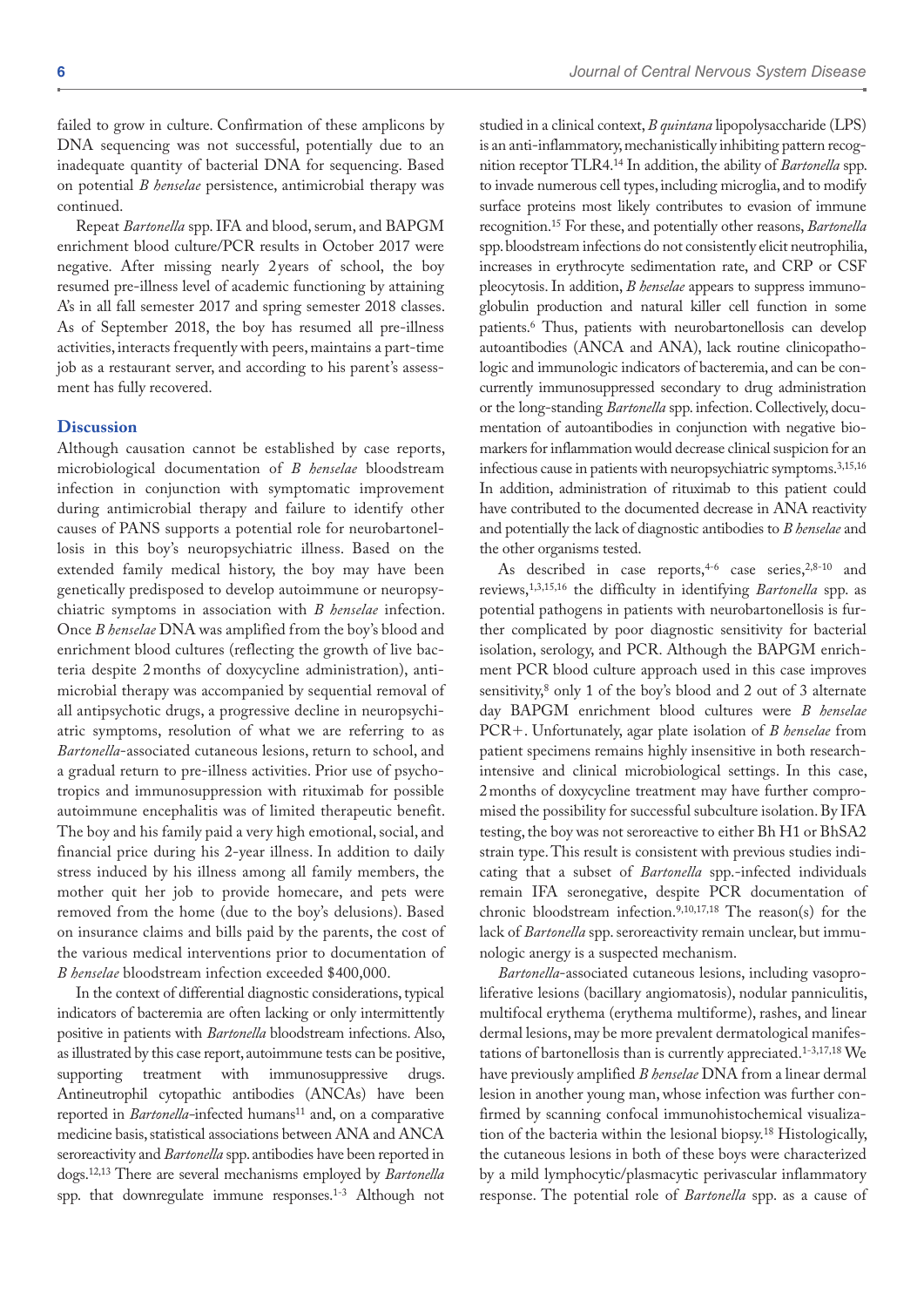failed to grow in culture. Confirmation of these amplicons by DNA sequencing was not successful, potentially due to an inadequate quantity of bacterial DNA for sequencing. Based on potential *B henselae* persistence, antimicrobial therapy was continued.

Repeat *Bartonella* spp. IFA and blood, serum, and BAPGM enrichment blood culture/PCR results in October 2017 were negative. After missing nearly 2 years of school, the boy resumed pre-illness level of academic functioning by attaining A's in all fall semester 2017 and spring semester 2018 classes. As of September 2018, the boy has resumed all pre-illness activities, interacts frequently with peers, maintains a part-time job as a restaurant server, and according to his parent's assessment has fully recovered.

## Discussion

Although causation cannot be established by case reports, microbiological documentation of *B henselae* bloodstream infection in conjunction with symptomatic improvement during antimicrobial therapy and failure to identify other causes of PANS supports a potential role for neurobartonellosis in this boy's neuropsychiatric illness. Based on the extended family medical history, the boy may have been genetically predisposed to develop autoimmune or neuropsychiatric symptoms in association with *B henselae* infection. Once *B henselae* DNA was amplified from the boy's blood and enrichment blood cultures (reflecting the growth of live bacteria despite 2 months of doxycycline administration), antimicrobial therapy was accompanied by sequential removal of all antipsychotic drugs, a progressive decline in neuropsychiatric symptoms, resolution of what we are referring to as *Bartonella*-associated cutaneous lesions, return to school, and a gradual return to pre-illness activities. Prior use of psychotropics and immunosuppression with rituximab for possible autoimmune encephalitis was of limited therapeutic benefit. The boy and his family paid a very high emotional, social, and financial price during his 2-year illness. In addition to daily stress induced by his illness among all family members, the mother quit her job to provide homecare, and pets were removed from the home (due to the boy's delusions). Based on insurance claims and bills paid by the parents, the cost of the various medical interventions prior to documentation of *B henselae* bloodstream infection exceeded $400,000.

In the context of differential diagnostic considerations, typical indicators of bacteremia are often lacking or only intermittently positive in patients with *Bartonella* bloodstream infections. Also, as illustrated by this case report, autoimmune tests can be positive, supporting treatment with immunosuppressive drugs. Antineutrophil cytopathic antibodies (ANCAs) have been reported in *Bartonella*-infected humans[11] and, on a comparative medicine basis, statistical associations between ANA and ANCA seroreactivity and *Bartonella* spp. antibodies have been reported in dogs.[12,13] There are several mechanisms employed by *Bartonella* spp. that downregulate immune responses.[1-3] Although not studied in a clinical context, *B quintana* lipopolysaccharide (LPS) is an anti-inflammatory, mechanistically inhibiting pattern recognition receptor TLR4.[14] In addition, the ability of *Bartonella* spp. to invade numerous cell types, including microglia, and to modify surface proteins most likely contributes to evasion of immune recognition.[15] For these, and potentially other reasons, *Bartonella* spp. bloodstream infections do not consistently elicit neutrophilia, increases in erythrocyte sedimentation rate, and CRP or CSF pleocytosis. In addition, *B henselae* appears to suppress immunoglobulin production and natural killer cell function in some patients.[6] Thus, patients with neurobartonellosis can develop autoantibodies (ANCA and ANA), lack routine clinicopathologic and immunologic indicators of bacteremia, and can be concurrently immunosuppressed secondary to drug administration or the long-standing *Bartonella* spp. infection. Collectively, documentation of autoantibodies in conjunction with negative biomarkers for inflammation would decrease clinical suspicion for an infectious cause in patients with neuropsychiatric symptoms.[3,15,16] In addition, administration of rituximab to this patient could have contributed to the documented decrease in ANA reactivity and potentially the lack of diagnostic antibodies to *B henselae* and the other organisms tested.

As described in case reports,[4-6] case series,[2,8-10] and reviews,[1,3,15,16] the difficulty in identifying *Bartonella* spp. as potential pathogens in patients with neurobartonellosis is further complicated by poor diagnostic sensitivity for bacterial isolation, serology, and PCR. Although the BAPGM enrichment PCR blood culture approach used in this case improves sensitivity,[8] only 1 of the boy's blood and 2 out of 3 alternate day BAPGM enrichment blood cultures were *B henselae* PCR+. Unfortunately, agar plate isolation of *B henselae* from patient specimens remains highly insensitive in both research-intensive and clinical microbiological settings. In this case, 2 months of doxycycline treatment may have further compromised the possibility for successful subculture isolation. By IFA testing, the boy was not seroreactive to either Bh H1 or BhSA2 strain type. This result is consistent with previous studies indicating that a subset of *Bartonella* spp.-infected individuals remain IFA seronegative, despite PCR documentation of chronic bloodstream infection.[9,10,17,18] The reason(s) for the lack of *Bartonella* spp. seroreactivity remain unclear, but immunologic anergy is a suspected mechanism.

*Bartonella*-associated cutaneous lesions, including vasoproliferative lesions (bacillary angiomatosis), nodular panniculitis, multifocal erythema (erythema multiforme), rashes, and linear dermal lesions, may be more prevalent dermatological manifestations of bartonellosis than is currently appreciated.[1-3,17,18] We have previously amplified *B henselae* DNA from a linear dermal lesion in another young man, whose infection was further confirmed by scanning confocal immunohistochemical visualization of the bacteria within the lesional biopsy.[18] Histologically, the cutaneous lesions in both of these boys were characterized by a mild lymphocytic/plasmacytic perivascular inflammatory response. The potential role of *Bartonella* spp. as a cause of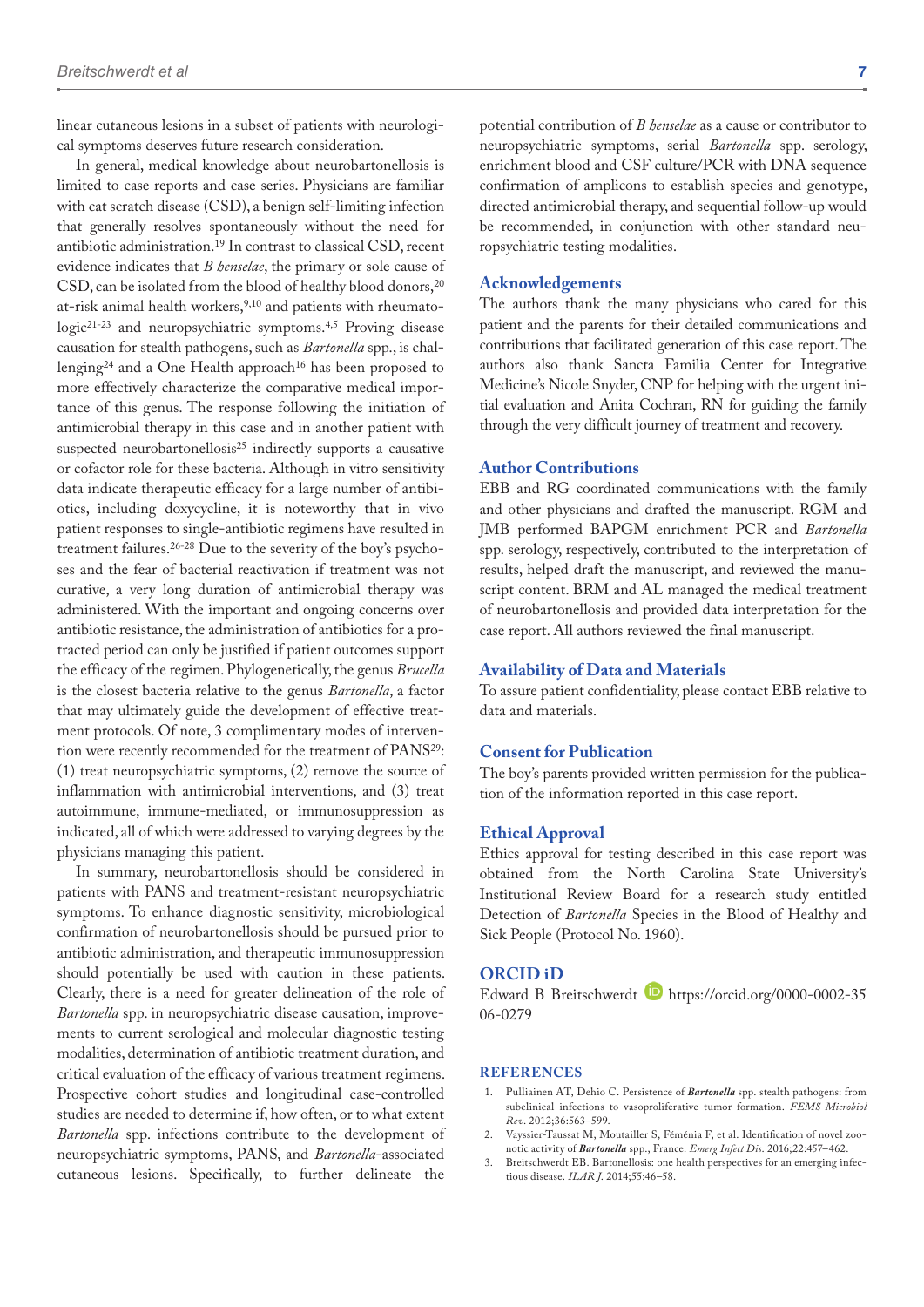linear cutaneous lesions in a subset of patients with neurological symptoms deserves future research consideration.

In general, medical knowledge about neurobartonellosis is limited to case reports and case series. Physicians are familiar with cat scratch disease (CSD), a benign self-limiting infection that generally resolves spontaneously without the need for antibiotic administration.[19] In contrast to classical CSD, recent evidence indicates that *B henselae*, the primary or sole cause of CSD, can be isolated from the blood of healthy blood donors,[20] at-risk animal health workers,[9,10] and patients with rheumatologic[21-23] and neuropsychiatric symptoms.[4,5] Proving disease causation for stealth pathogens, such as *Bartonella* spp., is challenging[24] and a One Health approach[16] has been proposed to more effectively characterize the comparative medical importance of this genus. The response following the initiation of antimicrobial therapy in this case and in another patient with suspected neurobartonellosis[25] indirectly supports a causative or cofactor role for these bacteria. Although in vitro sensitivity data indicate therapeutic efficacy for a large number of antibiotics, including doxycycline, it is noteworthy that in vivo patient responses to single-antibiotic regimens have resulted in treatment failures.[26-28] Due to the severity of the boy's psychoses and the fear of bacterial reactivation if treatment was not curative, a very long duration of antimicrobial therapy was administered. With the important and ongoing concerns over antibiotic resistance, the administration of antibiotics for a protracted period can only be justified if patient outcomes support the efficacy of the regimen. Phylogenetically, the genus *Brucella* is the closest bacteria relative to the genus *Bartonella*, a factor that may ultimately guide the development of effective treatment protocols. Of note, 3 complimentary modes of intervention were recently recommended for the treatment of PANS[29]: (1) treat neuropsychiatric symptoms, (2) remove the source of inflammation with antimicrobial interventions, and (3) treat autoimmune, immune-mediated, or immunosuppression as indicated, all of which were addressed to varying degrees by the physicians managing this patient.

In summary, neurobartonellosis should be considered in patients with PANS and treatment-resistant neuropsychiatric symptoms. To enhance diagnostic sensitivity, microbiological confirmation of neurobartonellosis should be pursued prior to antibiotic administration, and therapeutic immunosuppression should potentially be used with caution in these patients. Clearly, there is a need for greater delineation of the role of *Bartonella* spp. in neuropsychiatric disease causation, improvements to current serological and molecular diagnostic testing modalities, determination of antibiotic treatment duration, and critical evaluation of the efficacy of various treatment regimens. Prospective cohort studies and longitudinal case-controlled studies are needed to determine if, how often, or to what extent *Bartonella* spp. infections contribute to the development of neuropsychiatric symptoms, PANS, and *Bartonella*-associated cutaneous lesions. Specifically, to further delineate the potential contribution of *B henselae* as a cause or contributor to neuropsychiatric symptoms, serial *Bartonella* spp. serology, enrichment blood and CSF culture/PCR with DNA sequence confirmation of amplicons to establish species and genotype, directed antimicrobial therapy, and sequential follow-up would be recommended, in conjunction with other standard neuropsychiatric testing modalities.

## Acknowledgements

The authors thank the many physicians who cared for this patient and the parents for their detailed communications and contributions that facilitated generation of this case report. The authors also thank Sancta Familia Center for Integrative Medicine's Nicole Snyder, CNP for helping with the urgent initial evaluation and Anita Cochran, RN for guiding the family through the very difficult journey of treatment and recovery.

## Author Contributions

EBB and RG coordinated communications with the family and other physicians and drafted the manuscript. RGM and JMB performed BAPGM enrichment PCR and *Bartonella* spp. serology, respectively, contributed to the interpretation of results, helped draft the manuscript, and reviewed the manuscript content. BRM and AL managed the medical treatment of neurobartonellosis and provided data interpretation for the case report. All authors reviewed the final manuscript.

## Availability of Data and Materials

To assure patient confidentiality, please contact EBB relative to data and materials.

## Consent for Publication

The boy's parents provided written permission for the publication of the information reported in this case report.

## Ethical Approval

Ethics approval for testing described in this case report was obtained from the North Carolina State University's Institutional Review Board for a research study entitled Detection of *Bartonella* Species in the Blood of Healthy and Sick People (Protocol No. 1960).

## ORCID iD

Edward B Breitschwerdt https://orcid.org/0000-0002-3506-0279

## References

1. Pulliainen AT, Dehio C. Persistence of ***Bartonella*** spp. stealth pathogens: from subclinical infections to vasoproliferative tumor formation. *FEMS Microbiol Rev*. 2012;36:563–599.
2. Vayssier-Taussat M, Moutailler S, Féménia F, et al. Identification of novel zoonotic activity of ***Bartonella*** spp., France. *Emerg Infect Dis*. 2016;22:457–462.
3. Breitschwerdt EB. Bartonellosis: one health perspectives for an emerging infectious disease. *ILAR J*. 2014;55:46–58.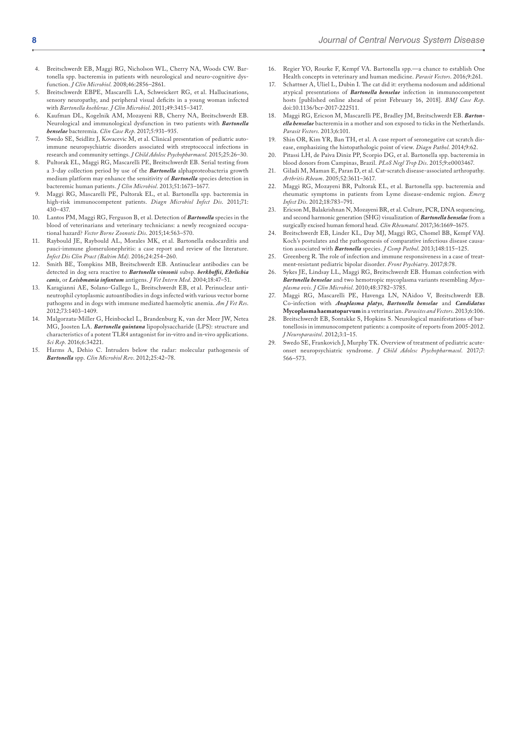4. Breitschwerdt EB, Maggi RG, Nicholson WL, Cherry NA, Woods CW. Bartonella spp. bacteremia in patients with neurological and neuro-cognitive dysfunction. *J Clin Microbiol*. 2008;46:2856–2861.
5. Breitschwerdt EBPE, Mascarelli LA, Schweickert RG, et al. Hallucinations, sensory neuropathy, and peripheral visual deficits in a young woman infected with *Bartonella koehlerae*. *J Clin Microbiol*. 2011;49:3415–3417.
6. Kaufman DL, Kogelnik AM, Mozayeni RB, Cherry NA, Breitschwerdt EB. Neurological and immunological dysfunction in two patients with ***Bartonella henselae*** bacteremia. *Clin Case Rep*. 2017;5:931–935.
7. Swedo SE, Seidlitz J, Kovacevic M, et al. Clinical presentation of pediatric autoimmune neuropsychiatric disorders associated with streptococcal infections in research and community settings. *J Child Adolesc Psychopharmacol*. 2015;25:26–30.
8. Pultorak EL, Maggi RG, Mascarelli PE, Breitschwerdt EB. Serial testing from a 3-day collection period by use of the ***Bartonella*** alphaproteobacteria growth medium platform may enhance the sensitivity of ***Bartonella*** species detection in bacteremic human patients. *J Clin Microbiol*. 2013;51:1673–1677.
9. Maggi RG, Mascarelli PE, Pultorak EL, et al. Bartonella spp. bacteremia in high-risk immunocompetent patients. *Diagn Microbiol Infect Dis*. 2011;71: 430–437.
10. Lantos PM, Maggi RG, Ferguson B, et al. Detection of ***Bartonella*** species in the blood of veterinarians and veterinary technicians: a newly recognized occupational hazard? *Vector Borne Zoonotic Dis*. 2015;14:563–570.
11. Raybould JE, Raybould AL, Morales MK, et al. Bartonella endocarditis and pauci-immune glomerulonephritis: a case report and review of the literature. *Infect Dis Clin Pract (Baltim Md)*. 2016;24:254–260.
12. Smith BE, Tompkins MB, Breitschwerdt EB. Antinuclear antibodies can be detected in dog sera reactive to ***Bartonella vinsonii*** subsp. ***berkhoffii, Ehrlichia canis***, or ***Leishmania infantum*** antigens. *J Vet Intern Med*. 2004;18:47–51.
13. Karagianni AE, Solano-Gallego L, Breitschwerdt EB, et al. Perinuclear antineutrophil cytoplasmic autoantibodies in dogs infected with various vector borne pathogens and in dogs with immune mediated haemolytic anemia. *Am J Vet Res*. 2012;73:1403–1409.
14. Malgorzata-Miller G, Heinbockel L, Brandenburg K, van der Meer JW, Netea MG, Joosten LA. ***Bartonella quintana*** lipopolysaccharide (LPS): structure and characteristics of a potent TLR4 antagonist for in-vitro and in-vivo applications. *Sci Rep*. 2016;6:34221.
15. Harms A, Dehio C. Intruders below the radar: molecular pathogenesis of ***Bartonella*** spp. *Clin Microbiol Rev*. 2012;25:42–78.
16. Regier YO, Rourke F, Kempf VA. Bartonella spp.—a chance to establish One Health concepts in veterinary and human medicine. *Parasit Vectors*. 2016;9:261.
17. Schattner A, Uliel L, Dubin I. The cat did it: erythema nodosum and additional atypical presentations of ***Bartonella henselae*** infection in immunocompetent hosts [published online ahead of print February 16, 2018]. *BMJ Case Rep*. doi:10.1136/bcr-2017-222511.
18. Maggi RG, Ericson M, Mascarelli PE, Bradley JM, Breitschwerdt EB. ***Bartonella henselae*** bacteremia in a mother and son exposed to ticks in the Netherlands. *Parasit Vectors*. 2013;6:101.
19. Shin OR, Kim YR, Ban TH, et al. A case report of seronegative cat scratch disease, emphasizing the histopathologic point of view. *Diagn Pathol*. 2014;9:62.
20. Pitassi LH, de Paiva Diniz PP, Scorpio DG, et al. Bartonella spp. bacteremia in blood donors from Campinas, Brazil. *PLoS Negl Trop Dis*. 2015;9:e0003467.
21. Giladi M, Maman E, Paran D, et al. Cat-scratch disease-associated arthropathy. *Arthritis Rheum*. 2005;52:3611–3617.
22. Maggi RG, Mozayeni BR, Pultorak EL, et al. Bartonella spp. bacteremia and rheumatic symptoms in patients from Lyme disease-endemic region. *Emerg Infect Dis*. 2012;18:783–791.
23. Ericson M, Balakrishnan N, Mozayeni BR, et al. Culture, PCR, DNA sequencing, and second harmonic generation (SHG) visualization of ***Bartonella henselae*** from a surgically excised human femoral head. *Clin Rheumatol*. 2017;36:1669–1675.
24. Breitschwerdt EB, Linder KL, Day MJ, Maggi RG, Chomel BB, Kempf VAJ. Koch's postulates and the pathogenesis of comparative infectious disease causation associated with ***Bartonella*** species. *J Comp Pathol*. 2013;148:115–125.
25. Greenberg R. The role of infection and immune responsiveness in a case of treatment-resistant pediatric bipolar disorder. *Front Psychiatry*. 2017;8:78.
26. Sykes JE, Lindsay LL, Maggi RG, Breitschwerdt EB. Human coinfection with ***Bartonella henselae*** and two hemotropic mycoplasma variants resembling *Mycoplasma ovis*. *J Clin Microbiol*. 2010;48:3782–3785.
27. Maggi RG, Mascarelli PE, Havenga LN, NAidoo V, Breitschwerdt EB. Co-infection with ***Anaplasma platys, Bartonella henselae*** and ***Candidatus*** **Mycoplasma haematoparvum** in a veterinarian. *Parasites and Vectors*. 2013;6:106.
28. Breitschwerdt EB, Sontakke S, Hopkins S. Neurological manifestations of bartonellosis in immunocompetent patients: a composite of reports from 2005-2012. *J Neuroparasitol*. 2012;3:1–15.
29. Swedo SE, Frankovich J, Murphy TK. Overview of treatment of pediatric acute-onset neuropsychiatric syndrome. *J Child Adolesc Psychopharmacol*. 2017;7: 566–573.